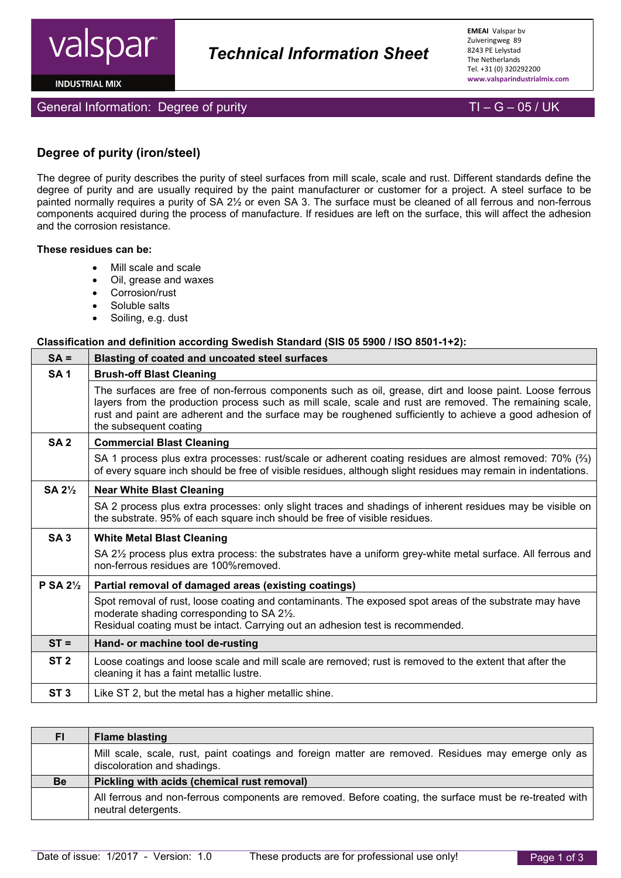# Technical Information Sheet

**EMEAI** Valspar bv
Zuiveringweg 89
8243 PE Lelystad
The Netherlands
Tel. +31 (0) 320292200
**www.valsparindustrialmix.com**

## General Information: Degree of purity — TI – G – 05 / UK

### Degree of purity (iron/steel)

The degree of purity describes the purity of steel surfaces from mill scale, scale and rust. Different standards define the degree of purity and are usually required by the paint manufacturer or customer for a project. A steel surface to be painted normally requires a purity of SA 2½ or even SA 3. The surface must be cleaned of all ferrous and non-ferrous components acquired during the process of manufacture. If residues are left on the surface, this will affect the adhesion and the corrosion resistance.

**These residues can be:**

- Mill scale and scale
- Oil, grease and waxes
- Corrosion/rust
- Soluble salts
- Soiling, e.g. dust

**Classification and definition according Swedish Standard (SIS 05 5900 / ISO 8501-1+2):**

| SA = | Blasting of coated and uncoated steel surfaces |
|---|---|
| **SA 1** | **Brush-off Blast Cleaning** |
| | The surfaces are free of non-ferrous components such as oil, grease, dirt and loose paint. Loose ferrous layers from the production process such as mill scale, scale and rust are removed. The remaining scale, rust and paint are adherent and the surface may be roughened sufficiently to achieve a good adhesion of the subsequent coating |
| **SA 2** | **Commercial Blast Cleaning** |
| | SA 1 process plus extra processes: rust/scale or adherent coating residues are almost removed: 70% (⅔) of every square inch should be free of visible residues, although slight residues may remain in indentations. |
| **SA 2½** | **Near White Blast Cleaning** |
| | SA 2 process plus extra processes: only slight traces and shadings of inherent residues may be visible on the substrate. 95% of each square inch should be free of visible residues. |
| **SA 3** | **White Metal Blast Cleaning** |
| | SA 2½ process plus extra process: the substrates have a uniform grey-white metal surface. All ferrous and non-ferrous residues are 100%removed. |
| **P SA 2½** | **Partial removal of damaged areas (existing coatings)** |
| | Spot removal of rust, loose coating and contaminants. The exposed spot areas of the substrate may have moderate shading corresponding to SA 2½. Residual coating must be intact. Carrying out an adhesion test is recommended. |
| **ST =** | **Hand- or machine tool de-rusting** |
| **ST 2** | Loose coatings and loose scale and mill scale are removed; rust is removed to the extent that after the cleaning it has a faint metallic lustre. |
| **ST 3** | Like ST 2, but the metal has a higher metallic shine. |

| Fl | Flame blasting |
|---|---|
| | Mill scale, scale, rust, paint coatings and foreign matter are removed. Residues may emerge only as discoloration and shadings. |
| **Be** | **Pickling with acids (chemical rust removal)** |
| | All ferrous and non-ferrous components are removed. Before coating, the surface must be re-treated with neutral detergents. |

Date of issue: 1/2017 - Version: 1.0 These products are for professional use only!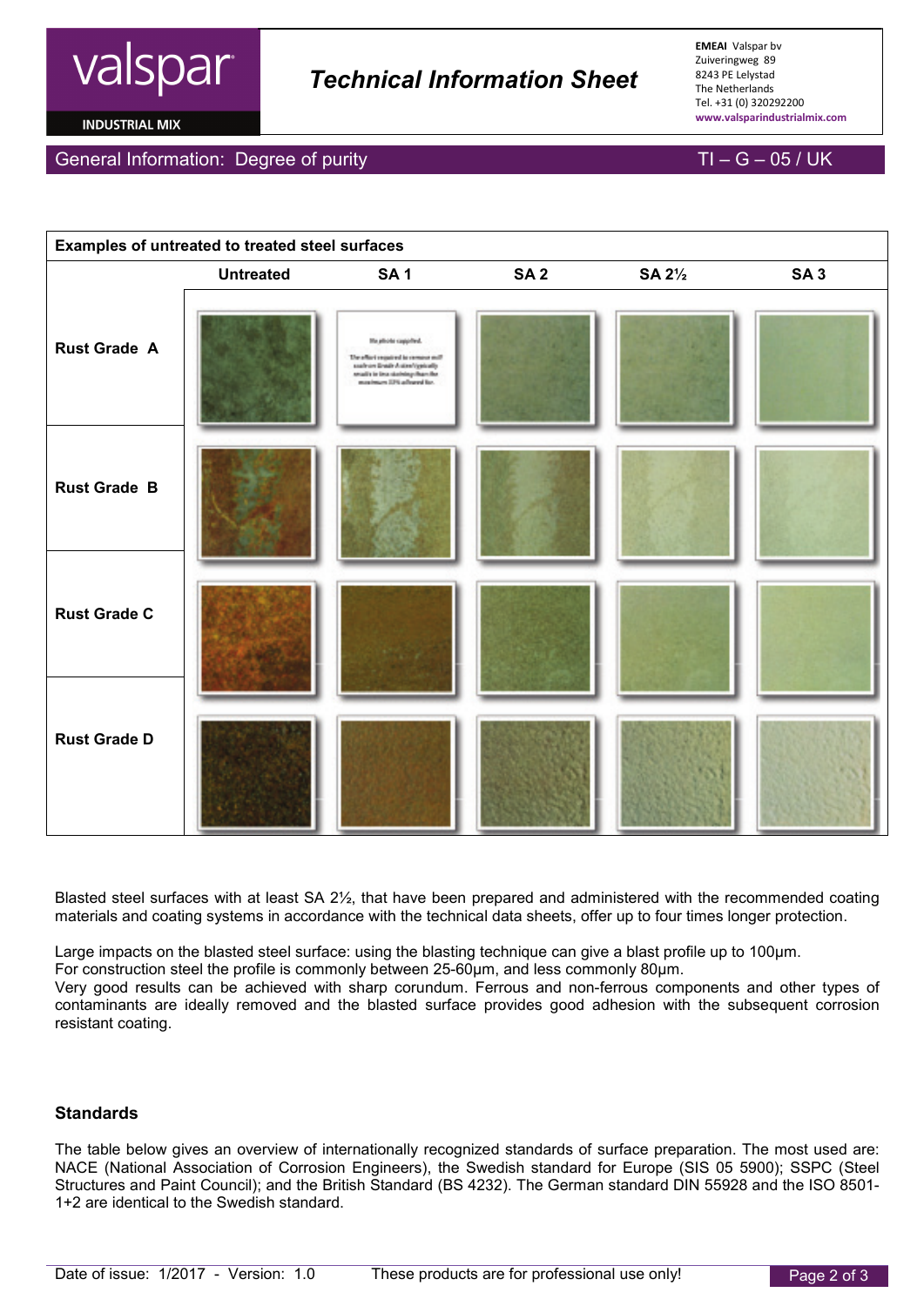## General Information: Degree of purity

TI – G – 05 / UK

| Examples of untreated to treated steel surfaces | | | | | |
|---|---|---|---|---|---|
| | Untreated | SA 1 | SA 2 | SA 2½ | SA 3 |
| Rust Grade A | | No photo supplied. The effort required to remove mill scale on Grade A steel typically results in less cleaning than the maximum 33% allowed for. | | | |
| Rust Grade B | | | | | |
| Rust Grade C | | | | | |
| Rust Grade D | | | | | |

Blasted steel surfaces with at least SA 2½, that have been prepared and administered with the recommended coating materials and coating systems in accordance with the technical data sheets, offer up to four times longer protection.

Large impacts on the blasted steel surface: using the blasting technique can give a blast profile up to 100µm.
For construction steel the profile is commonly between 25-60µm, and less commonly 80µm.
Very good results can be achieved with sharp corundum. Ferrous and non-ferrous components and other types of contaminants are ideally removed and the blasted surface provides good adhesion with the subsequent corrosion resistant coating.

### Standards

The table below gives an overview of internationally recognized standards of surface preparation. The most used are: NACE (National Association of Corrosion Engineers), the Swedish standard for Europe (SIS 05 5900); SSPC (Steel Structures and Paint Council); and the British Standard (BS 4232). The German standard DIN 55928 and the ISO 8501-1+2 are identical to the Swedish standard.

Date of issue: 1/2017 - Version: 1.0 These products are for professional use only!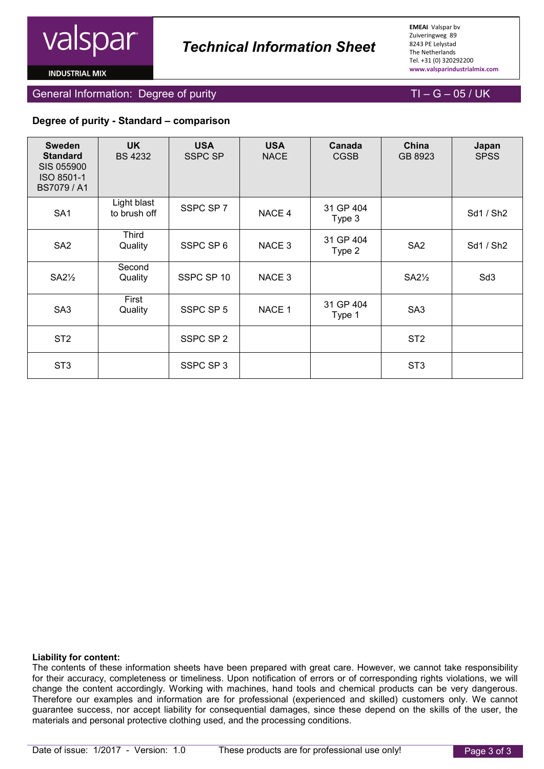## General Information: Degree of purity TI – G – 05 / UK

### Degree of purity - Standard – comparison

| **Sweden Standard** SIS 055900 ISO 8501-1 BS7079 / A1 | **UK** BS 4232 | **USA** SSPC SP | **USA** NACE | **Canada** CGSB | **China** GB 8923 | **Japan** SPSS |
|---|---|---|---|---|---|---|
| SA1 | Light blast to brush off | SSPC SP 7 | NACE 4 | 31 GP 404 Type 3 | | Sd1 / Sh2 |
| SA2 | Third Quality | SSPC SP 6 | NACE 3 | 31 GP 404 Type 2 | SA2 | Sd1 / Sh2 |
| SA2½ | Second Quality | SSPC SP 10 | NACE 3 | | SA2½ | Sd3 |
| SA3 | First Quality | SSPC SP 5 | NACE 1 | 31 GP 404 Type 1 | SA3 | |
| ST2 | | SSPC SP 2 | | | ST2 | |
| ST3 | | SSPC SP 3 | | | ST3 | |

**Liability for content:**
The contents of these information sheets have been prepared with great care. However, we cannot take responsibility for their accuracy, completeness or timeliness. Upon notification of errors or of corresponding rights violations, we will change the content accordingly. Working with machines, hand tools and chemical products can be very dangerous. Therefore our examples and information are for professional (experienced and skilled) customers only. We cannot guarantee success, nor accept liability for consequential damages, since these depend on the skills of the user, the materials and personal protective clothing used, and the processing conditions.

Date of issue: 1/2017 - Version: 1.0 These products are for professional use only!